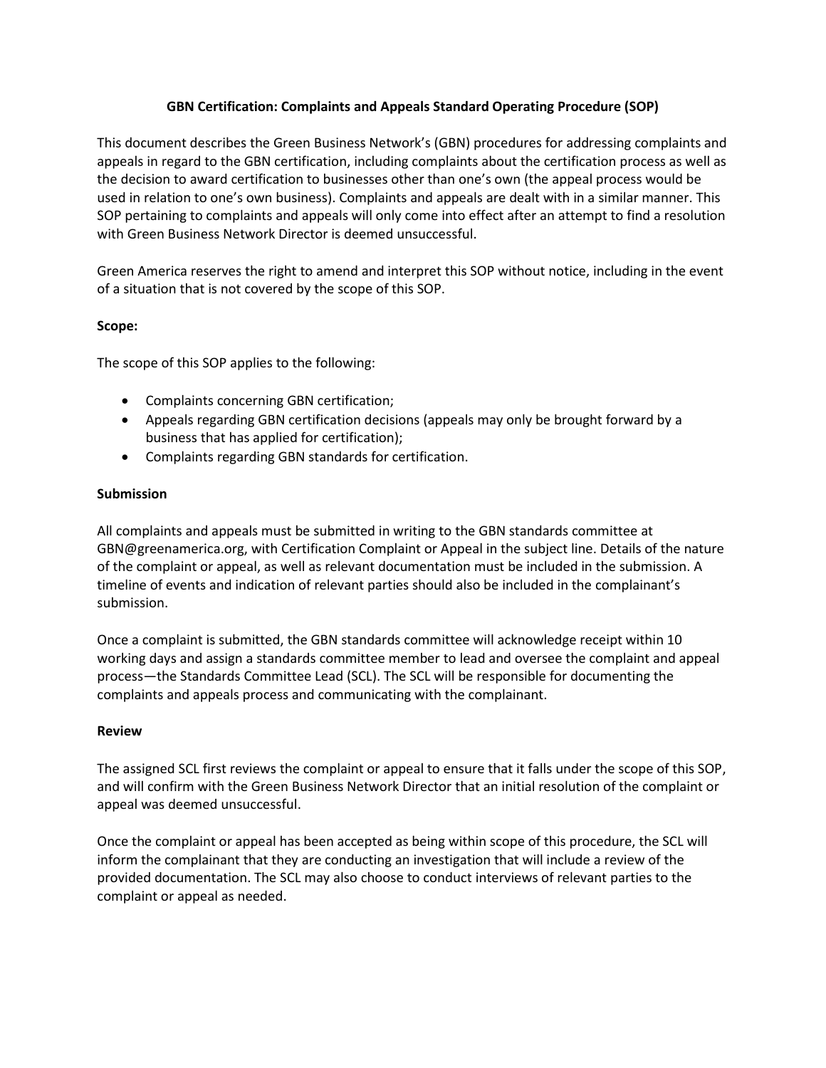# GBN Certification: Complaints and Appeals Standard Operating Procedure (SOP)

This document describes the Green Business Network's (GBN) procedures for addressing complaints and appeals in regard to the GBN certification, including complaints about the certification process as well as the decision to award certification to businesses other than one's own (the appeal process would be used in relation to one's own business). Complaints and appeals are dealt with in a similar manner. This SOP pertaining to complaints and appeals will only come into effect after an attempt to find a resolution with Green Business Network Director is deemed unsuccessful.

Green America reserves the right to amend and interpret this SOP without notice, including in the event of a situation that is not covered by the scope of this SOP.

## Scope:

The scope of this SOP applies to the following:

- Complaints concerning GBN certification;
- Appeals regarding GBN certification decisions (appeals may only be brought forward by a business that has applied for certification);
- Complaints regarding GBN standards for certification.

## Submission

All complaints and appeals must be submitted in writing to the GBN standards committee at GBN@greenamerica.org, with Certification Complaint or Appeal in the subject line. Details of the nature of the complaint or appeal, as well as relevant documentation must be included in the submission. A timeline of events and indication of relevant parties should also be included in the complainant's submission.

Once a complaint is submitted, the GBN standards committee will acknowledge receipt within 10 working days and assign a standards committee member to lead and oversee the complaint and appeal process—the Standards Committee Lead (SCL). The SCL will be responsible for documenting the complaints and appeals process and communicating with the complainant.

## Review

The assigned SCL first reviews the complaint or appeal to ensure that it falls under the scope of this SOP, and will confirm with the Green Business Network Director that an initial resolution of the complaint or appeal was deemed unsuccessful.

Once the complaint or appeal has been accepted as being within scope of this procedure, the SCL will inform the complainant that they are conducting an investigation that will include a review of the provided documentation. The SCL may also choose to conduct interviews of relevant parties to the complaint or appeal as needed.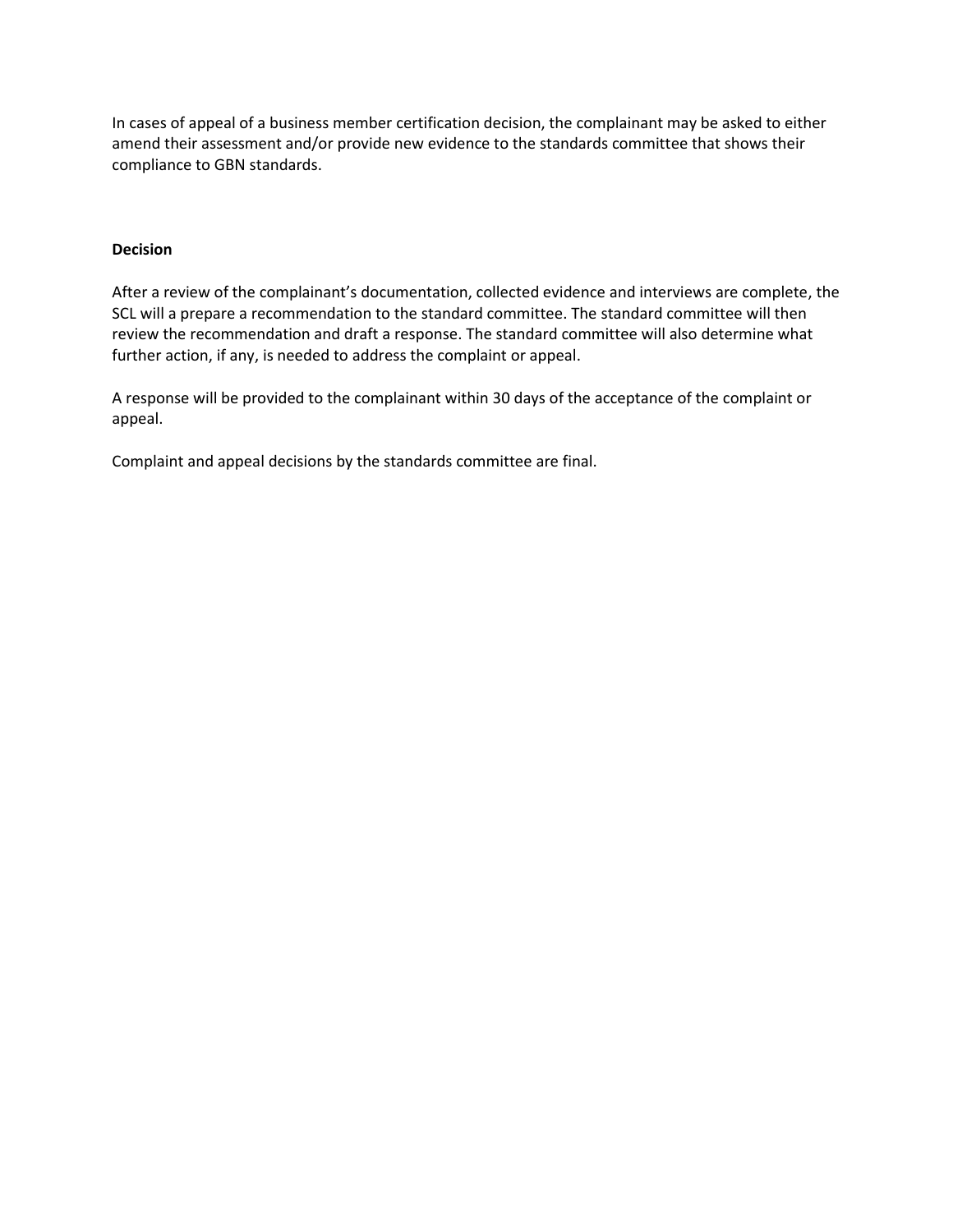In cases of appeal of a business member certification decision, the complainant may be asked to either amend their assessment and/or provide new evidence to the standards committee that shows their compliance to GBN standards.

**Decision**

After a review of the complainant's documentation, collected evidence and interviews are complete, the SCL will a prepare a recommendation to the standard committee. The standard committee will then review the recommendation and draft a response. The standard committee will also determine what further action, if any, is needed to address the complaint or appeal.

A response will be provided to the complainant within 30 days of the acceptance of the complaint or appeal.

Complaint and appeal decisions by the standards committee are final.